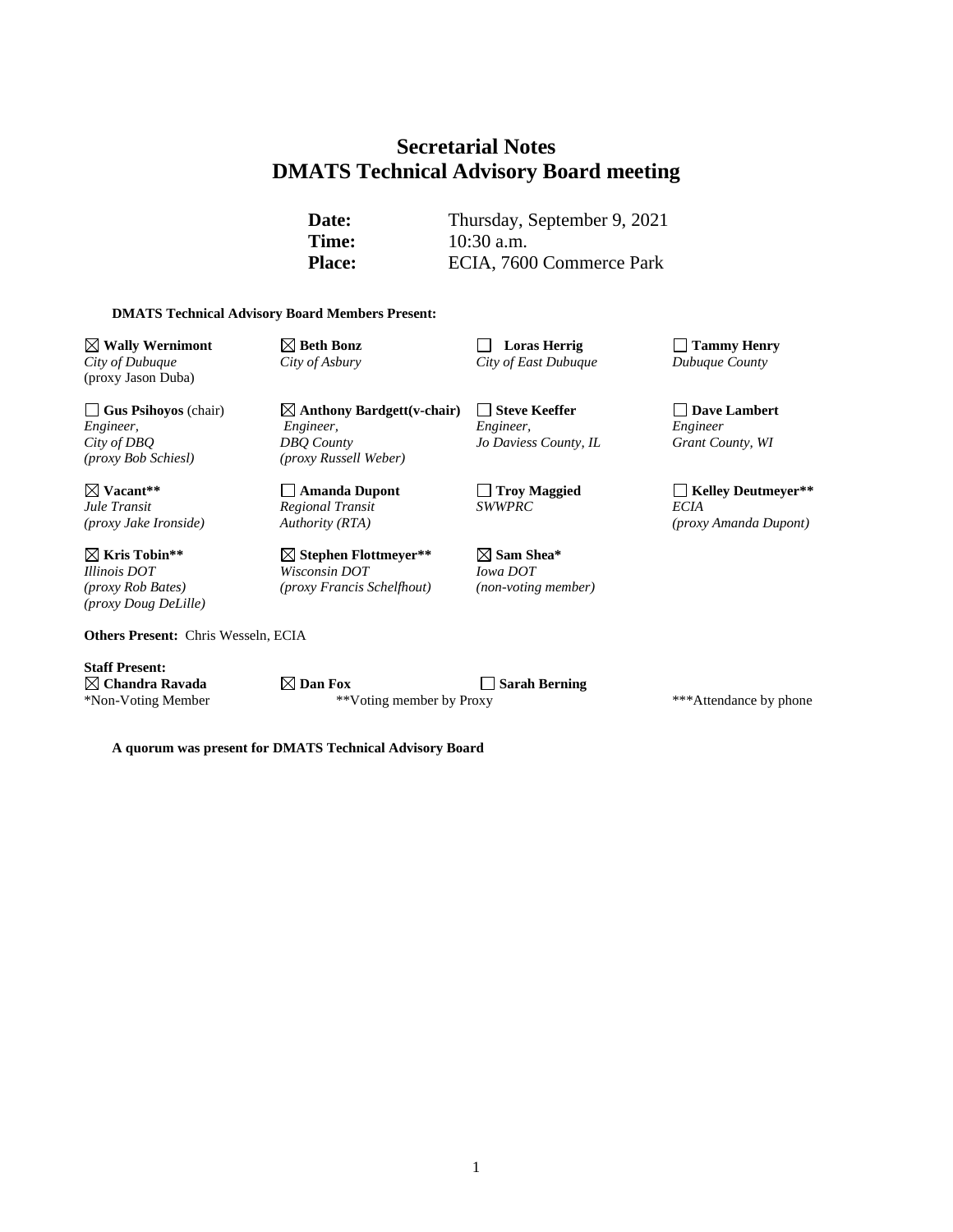# Secretarial Notes
# DMATS Technical Advisory Board meeting

**Date:** Thursday, September 9, 2021
**Time:** 10:30 a.m.
**Place:** ECIA, 7600 Commerce Park

**DMATS Technical Advisory Board Members Present:**

| | | | |
|---|---|---|---|
| ☒ **Wally Wernimont**<br>*City of Dubuque*<br>(proxy Jason Duba) | ☒ **Beth Bonz**<br>*City of Asbury* | ☐ **Loras Herrig**<br>*City of East Dubuque* | ☐ **Tammy Henry**<br>*Dubuque County* |
| ☐ **Gus Psihoyos** (chair)<br>*Engineer,*<br>*City of DBQ*<br>*(proxy Bob Schiesl)* | ☒ **Anthony Bardgett(v-chair)**<br>*Engineer,*<br>*DBQ County*<br>*(proxy Russell Weber)* | ☐ **Steve Keeffer**<br>*Engineer,*<br>*Jo Daviess County, IL* | ☐ **Dave Lambert**<br>*Engineer*<br>*Grant County, WI* |
| ☒ **Vacant****<br>*Jule Transit*<br>*(proxy Jake Ironside)* | ☐ **Amanda Dupont**<br>*Regional Transit*<br>*Authority (RTA)* | ☐ **Troy Maggied**<br>*SWWPRC* | ☐ **Kelley Deutmeyer****<br>*ECIA*<br>*(proxy Amanda Dupont)* |
| ☒ **Kris Tobin****<br>*Illinois DOT*<br>*(proxy Rob Bates)*<br>*(proxy Doug DeLille)* | ☒ **Stephen Flottmeyer****<br>*Wisconsin DOT*<br>*(proxy Francis Schelfhout)* | ☒ **Sam Shea***<br>*Iowa DOT*<br>*(non-voting member)* | |

**Others Present:** Chris Wesseln, ECIA

**Staff Present:**

☒ **Chandra Ravada** ☒ **Dan Fox** ☐ **Sarah Berning**

*Non-Voting Member **Voting member by Proxy ***Attendance by phone

**A quorum was present for DMATS Technical Advisory Board**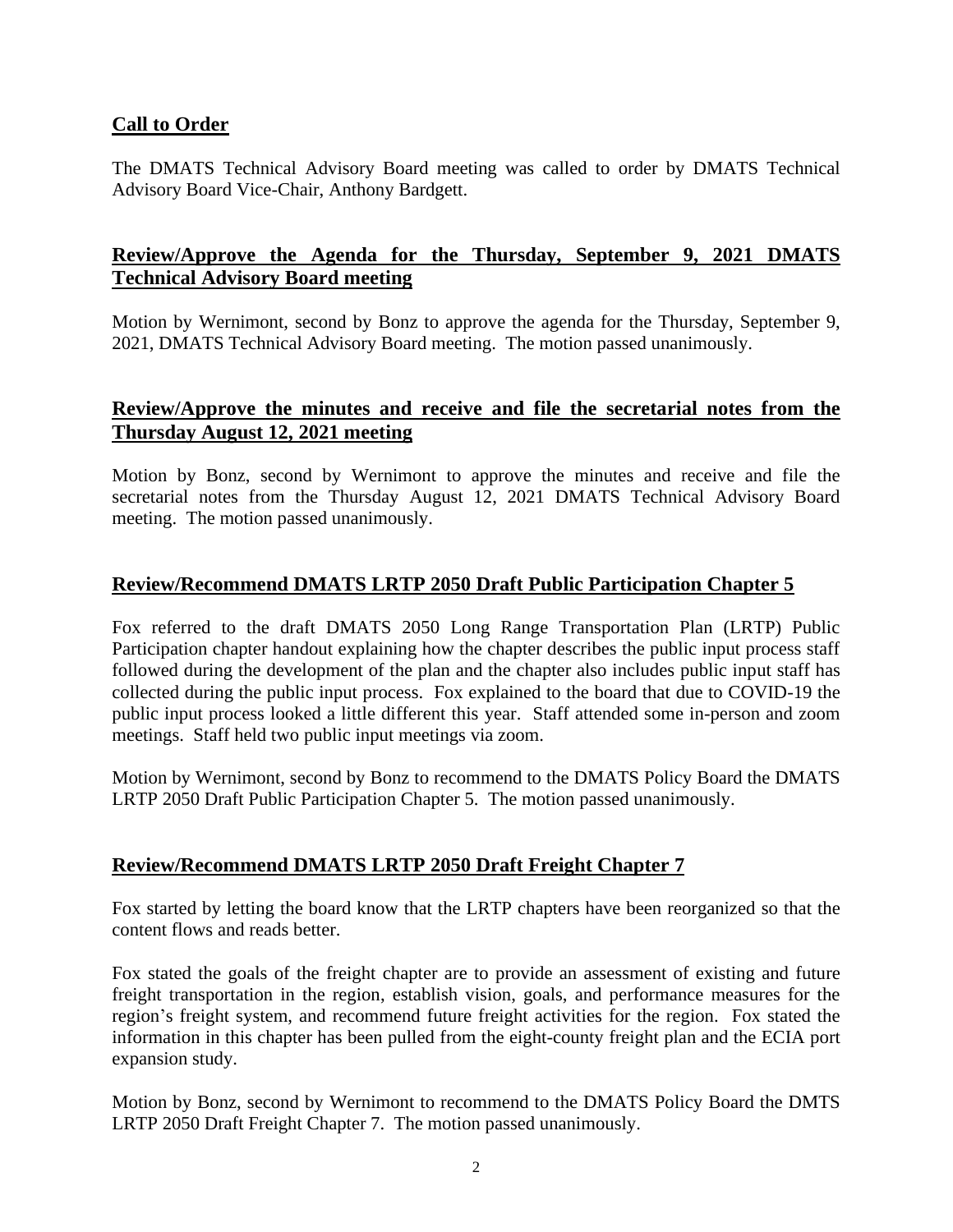## Call to Order

The DMATS Technical Advisory Board meeting was called to order by DMATS Technical Advisory Board Vice-Chair, Anthony Bardgett.

## Review/Approve the Agenda for the Thursday, September 9, 2021 DMATS Technical Advisory Board meeting

Motion by Wernimont, second by Bonz to approve the agenda for the Thursday, September 9, 2021, DMATS Technical Advisory Board meeting. The motion passed unanimously.

## Review/Approve the minutes and receive and file the secretarial notes from the Thursday August 12, 2021 meeting

Motion by Bonz, second by Wernimont to approve the minutes and receive and file the secretarial notes from the Thursday August 12, 2021 DMATS Technical Advisory Board meeting. The motion passed unanimously.

## Review/Recommend DMATS LRTP 2050 Draft Public Participation Chapter 5

Fox referred to the draft DMATS 2050 Long Range Transportation Plan (LRTP) Public Participation chapter handout explaining how the chapter describes the public input process staff followed during the development of the plan and the chapter also includes public input staff has collected during the public input process. Fox explained to the board that due to COVID-19 the public input process looked a little different this year. Staff attended some in-person and zoom meetings. Staff held two public input meetings via zoom.

Motion by Wernimont, second by Bonz to recommend to the DMATS Policy Board the DMATS LRTP 2050 Draft Public Participation Chapter 5. The motion passed unanimously.

## Review/Recommend DMATS LRTP 2050 Draft Freight Chapter 7

Fox started by letting the board know that the LRTP chapters have been reorganized so that the content flows and reads better.

Fox stated the goals of the freight chapter are to provide an assessment of existing and future freight transportation in the region, establish vision, goals, and performance measures for the region's freight system, and recommend future freight activities for the region. Fox stated the information in this chapter has been pulled from the eight-county freight plan and the ECIA port expansion study.

Motion by Bonz, second by Wernimont to recommend to the DMATS Policy Board the DMTS LRTP 2050 Draft Freight Chapter 7. The motion passed unanimously.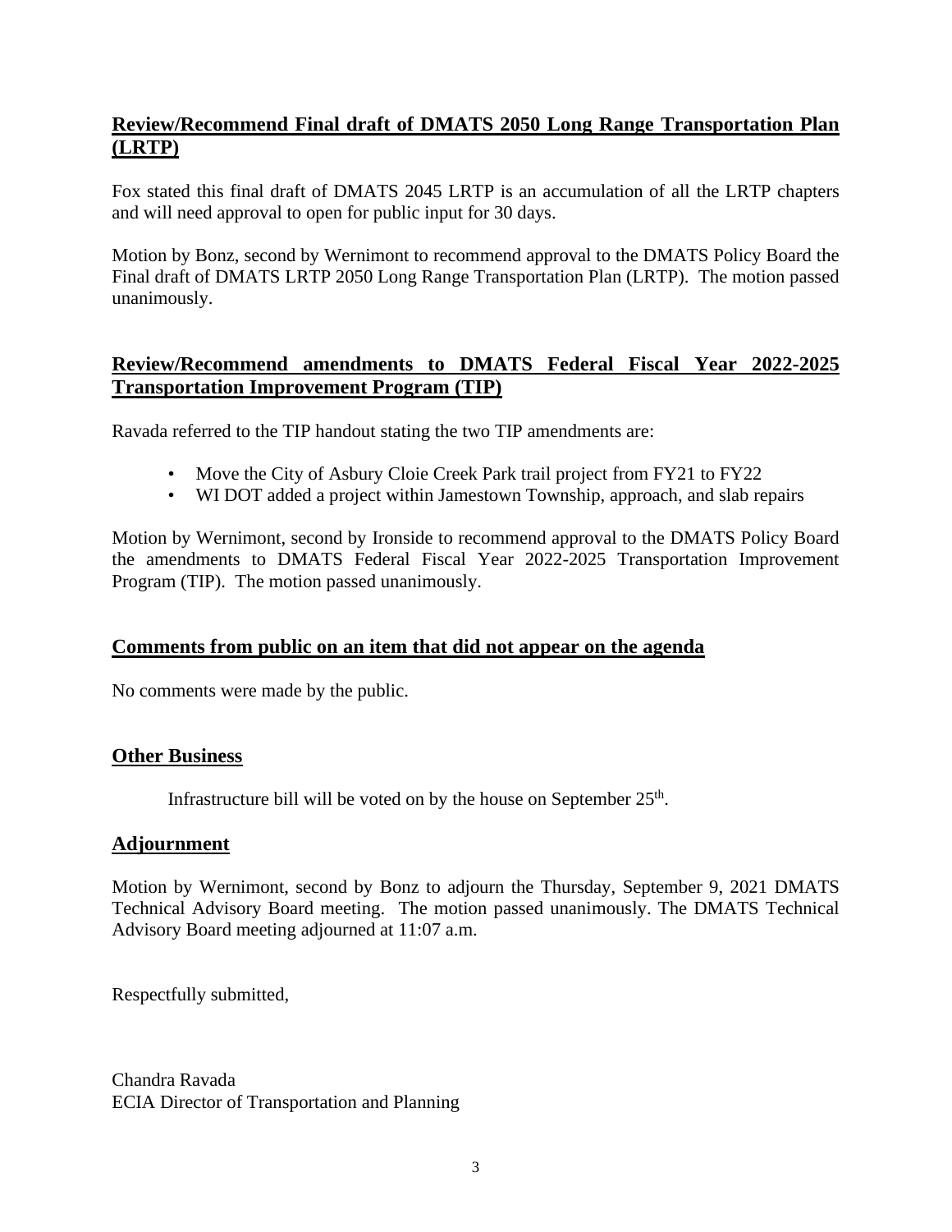## Review/Recommend Final draft of DMATS 2050 Long Range Transportation Plan (LRTP)

Fox stated this final draft of DMATS 2045 LRTP is an accumulation of all the LRTP chapters and will need approval to open for public input for 30 days.

Motion by Bonz, second by Wernimont to recommend approval to the DMATS Policy Board the Final draft of DMATS LRTP 2050 Long Range Transportation Plan (LRTP). The motion passed unanimously.

## Review/Recommend amendments to DMATS Federal Fiscal Year 2022-2025 Transportation Improvement Program (TIP)

Ravada referred to the TIP handout stating the two TIP amendments are:

- Move the City of Asbury Cloie Creek Park trail project from FY21 to FY22
- WI DOT added a project within Jamestown Township, approach, and slab repairs

Motion by Wernimont, second by Ironside to recommend approval to the DMATS Policy Board the amendments to DMATS Federal Fiscal Year 2022-2025 Transportation Improvement Program (TIP). The motion passed unanimously.

## Comments from public on an item that did not appear on the agenda

No comments were made by the public.

## Other Business

Infrastructure bill will be voted on by the house on September 25th.

## Adjournment

Motion by Wernimont, second by Bonz to adjourn the Thursday, September 9, 2021 DMATS Technical Advisory Board meeting. The motion passed unanimously. The DMATS Technical Advisory Board meeting adjourned at 11:07 a.m.

Respectfully submitted,

Chandra Ravada
ECIA Director of Transportation and Planning